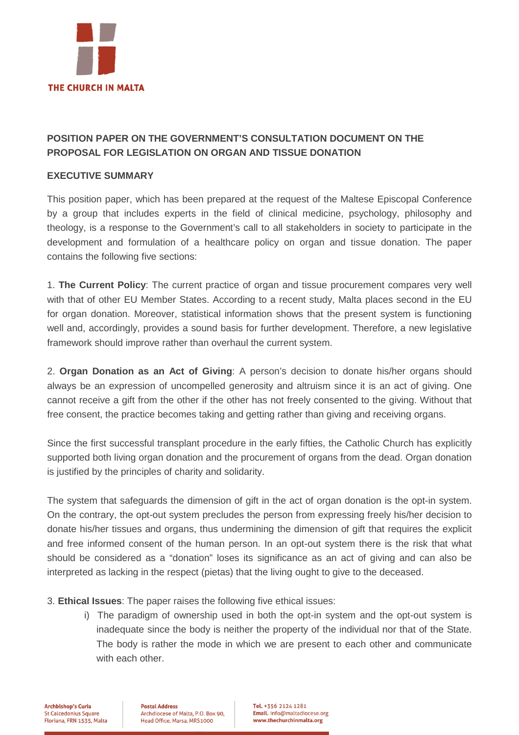THE CHURCH IN MALTA

**POSITION PAPER ON THE GOVERNMENT'S CONSULTATION DOCUMENT ON THE PROPOSAL FOR LEGISLATION ON ORGAN AND TISSUE DONATION**

**EXECUTIVE SUMMARY**

This position paper, which has been prepared at the request of the Maltese Episcopal Conference by a group that includes experts in the field of clinical medicine, psychology, philosophy and theology, is a response to the Government's call to all stakeholders in society to participate in the development and formulation of a healthcare policy on organ and tissue donation. The paper contains the following five sections:

1. **The Current Policy**: The current practice of organ and tissue procurement compares very well with that of other EU Member States. According to a recent study, Malta places second in the EU for organ donation. Moreover, statistical information shows that the present system is functioning well and, accordingly, provides a sound basis for further development. Therefore, a new legislative framework should improve rather than overhaul the current system.

2. **Organ Donation as an Act of Giving**: A person's decision to donate his/her organs should always be an expression of uncompelled generosity and altruism since it is an act of giving. One cannot receive a gift from the other if the other has not freely consented to the giving. Without that free consent, the practice becomes taking and getting rather than giving and receiving organs.

Since the first successful transplant procedure in the early fifties, the Catholic Church has explicitly supported both living organ donation and the procurement of organs from the dead. Organ donation is justified by the principles of charity and solidarity.

The system that safeguards the dimension of gift in the act of organ donation is the opt-in system. On the contrary, the opt-out system precludes the person from expressing freely his/her decision to donate his/her tissues and organs, thus undermining the dimension of gift that requires the explicit and free informed consent of the human person. In an opt-out system there is the risk that what should be considered as a "donation" loses its significance as an act of giving and can also be interpreted as lacking in the respect (pietas) that the living ought to give to the deceased.

3. **Ethical Issues**: The paper raises the following five ethical issues:

   i) The paradigm of ownership used in both the opt-in system and the opt-out system is inadequate since the body is neither the property of the individual nor that of the State. The body is rather the mode in which we are present to each other and communicate with each other.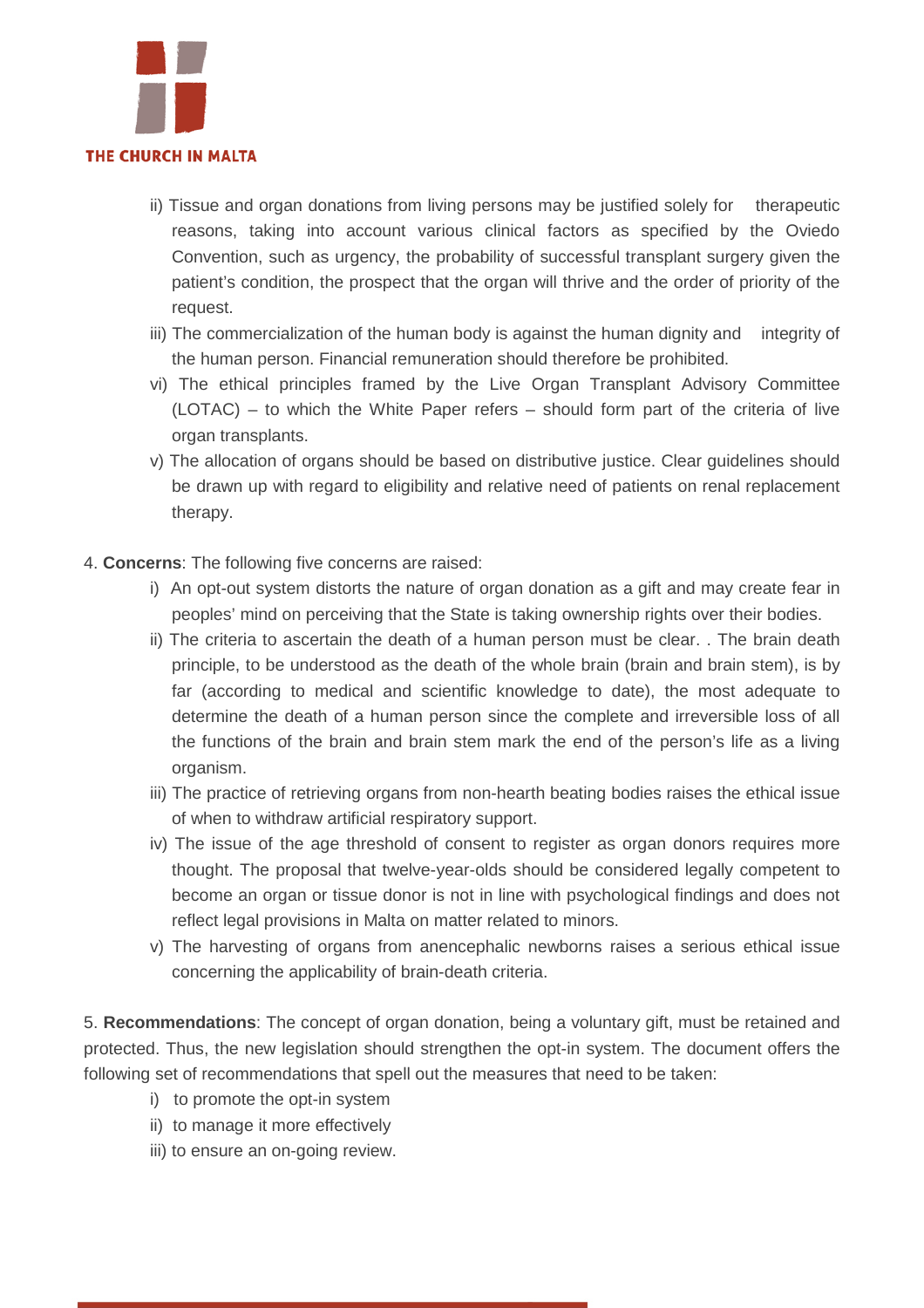ii) Tissue and organ donations from living persons may be justified solely for therapeutic reasons, taking into account various clinical factors as specified by the Oviedo Convention, such as urgency, the probability of successful transplant surgery given the patient's condition, the prospect that the organ will thrive and the order of priority of the request.

iii) The commercialization of the human body is against the human dignity and integrity of the human person. Financial remuneration should therefore be prohibited.

vi) The ethical principles framed by the Live Organ Transplant Advisory Committee (LOTAC) – to which the White Paper refers – should form part of the criteria of live organ transplants.

v) The allocation of organs should be based on distributive justice. Clear guidelines should be drawn up with regard to eligibility and relative need of patients on renal replacement therapy.

4. **Concerns**: The following five concerns are raised:

i) An opt-out system distorts the nature of organ donation as a gift and may create fear in peoples' mind on perceiving that the State is taking ownership rights over their bodies.

ii) The criteria to ascertain the death of a human person must be clear. . The brain death principle, to be understood as the death of the whole brain (brain and brain stem), is by far (according to medical and scientific knowledge to date), the most adequate to determine the death of a human person since the complete and irreversible loss of all the functions of the brain and brain stem mark the end of the person's life as a living organism.

iii) The practice of retrieving organs from non-hearth beating bodies raises the ethical issue of when to withdraw artificial respiratory support.

iv) The issue of the age threshold of consent to register as organ donors requires more thought. The proposal that twelve-year-olds should be considered legally competent to become an organ or tissue donor is not in line with psychological findings and does not reflect legal provisions in Malta on matter related to minors.

v) The harvesting of organs from anencephalic newborns raises a serious ethical issue concerning the applicability of brain-death criteria.

5. **Recommendations**: The concept of organ donation, being a voluntary gift, must be retained and protected. Thus, the new legislation should strengthen the opt-in system. The document offers the following set of recommendations that spell out the measures that need to be taken:

i) to promote the opt-in system

ii) to manage it more effectively

iii) to ensure an on-going review.